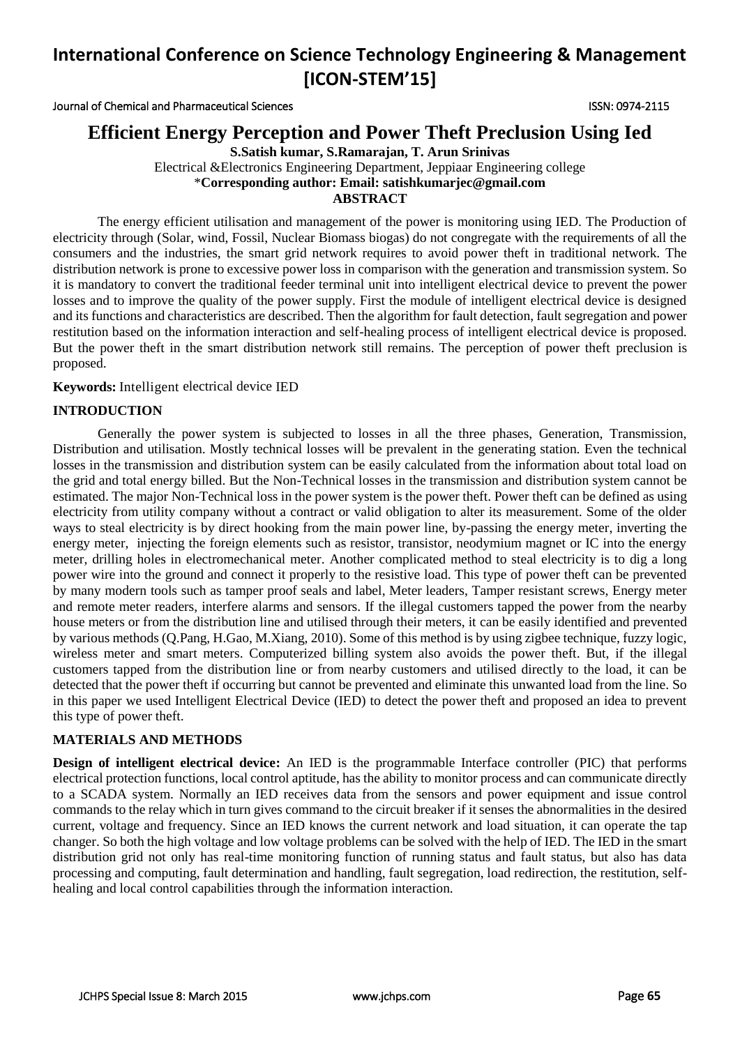# Efficient Energy Perception and Power Theft Preclusion Using Ied

**S.Satish kumar, S.Ramarajan, T. Arun Srinivas**

Electrical &Electronics Engineering Department, Jeppiaar Engineering college

\***Corresponding author: Email: satishkumarjec@gmail.com**

**ABSTRACT**

The energy efficient utilisation and management of the power is monitoring using IED. The Production of electricity through (Solar, wind, Fossil, Nuclear Biomass biogas) do not congregate with the requirements of all the consumers and the industries, the smart grid network requires to avoid power theft in traditional network. The distribution network is prone to excessive power loss in comparison with the generation and transmission system. So it is mandatory to convert the traditional feeder terminal unit into intelligent electrical device to prevent the power losses and to improve the quality of the power supply. First the module of intelligent electrical device is designed and its functions and characteristics are described. Then the algorithm for fault detection, fault segregation and power restitution based on the information interaction and self-healing process of intelligent electrical device is proposed. But the power theft in the smart distribution network still remains. The perception of power theft preclusion is proposed.

**Keywords:** Intelligent electrical device IED

## INTRODUCTION

Generally the power system is subjected to losses in all the three phases, Generation, Transmission, Distribution and utilisation. Mostly technical losses will be prevalent in the generating station. Even the technical losses in the transmission and distribution system can be easily calculated from the information about total load on the grid and total energy billed. But the Non-Technical losses in the transmission and distribution system cannot be estimated. The major Non-Technical loss in the power system is the power theft. Power theft can be defined as using electricity from utility company without a contract or valid obligation to alter its measurement. Some of the older ways to steal electricity is by direct hooking from the main power line, by-passing the energy meter, inverting the energy meter, injecting the foreign elements such as resistor, transistor, neodymium magnet or IC into the energy meter, drilling holes in electromechanical meter. Another complicated method to steal electricity is to dig a long power wire into the ground and connect it properly to the resistive load. This type of power theft can be prevented by many modern tools such as tamper proof seals and label, Meter leaders, Tamper resistant screws, Energy meter and remote meter readers, interfere alarms and sensors. If the illegal customers tapped the power from the nearby house meters or from the distribution line and utilised through their meters, it can be easily identified and prevented by various methods (Q.Pang, H.Gao, M.Xiang, 2010). Some of this method is by using zigbee technique, fuzzy logic, wireless meter and smart meters. Computerized billing system also avoids the power theft. But, if the illegal customers tapped from the distribution line or from nearby customers and utilised directly to the load, it can be detected that the power theft if occurring but cannot be prevented and eliminate this unwanted load from the line. So in this paper we used Intelligent Electrical Device (IED) to detect the power theft and proposed an idea to prevent this type of power theft.

## MATERIALS AND METHODS

**Design of intelligent electrical device:** An IED is the programmable Interface controller (PIC) that performs electrical protection functions, local control aptitude, has the ability to monitor process and can communicate directly to a SCADA system. Normally an IED receives data from the sensors and power equipment and issue control commands to the relay which in turn gives command to the circuit breaker if it senses the abnormalities in the desired current, voltage and frequency. Since an IED knows the current network and load situation, it can operate the tap changer. So both the high voltage and low voltage problems can be solved with the help of IED. The IED in the smart distribution grid not only has real-time monitoring function of running status and fault status, but also has data processing and computing, fault determination and handling, fault segregation, load redirection, the restitution, self-healing and local control capabilities through the information interaction.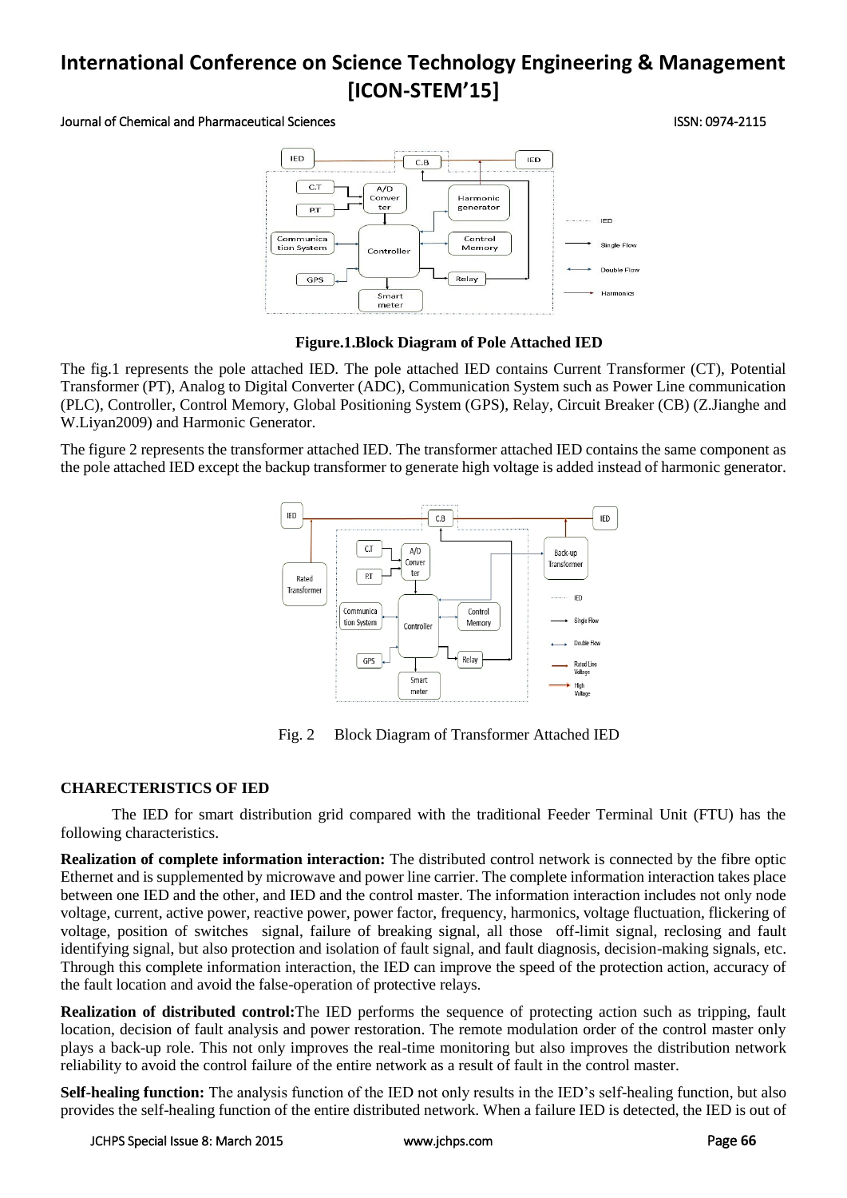**Figure.1.Block Diagram of Pole Attached IED**

The fig.1 represents the pole attached IED. The pole attached IED contains Current Transformer (CT), Potential Transformer (PT), Analog to Digital Converter (ADC), Communication System such as Power Line communication (PLC), Controller, Control Memory, Global Positioning System (GPS), Relay, Circuit Breaker (CB) (Z.Jianghe and W.Liyan2009) and Harmonic Generator.

The figure 2 represents the transformer attached IED. The transformer attached IED contains the same component as the pole attached IED except the backup transformer to generate high voltage is added instead of harmonic generator.

Fig. 2 Block Diagram of Transformer Attached IED

## CHARECTERISTICS OF IED

The IED for smart distribution grid compared with the traditional Feeder Terminal Unit (FTU) has the following characteristics.

**Realization of complete information interaction:** The distributed control network is connected by the fibre optic Ethernet and is supplemented by microwave and power line carrier. The complete information interaction takes place between one IED and the other, and IED and the control master. The information interaction includes not only node voltage, current, active power, reactive power, power factor, frequency, harmonics, voltage fluctuation, flickering of voltage, position of switches signal, failure of breaking signal, all those off-limit signal, reclosing and fault identifying signal, but also protection and isolation of fault signal, and fault diagnosis, decision-making signals, etc. Through this complete information interaction, the IED can improve the speed of the protection action, accuracy of the fault location and avoid the false-operation of protective relays.

**Realization of distributed control:**The IED performs the sequence of protecting action such as tripping, fault location, decision of fault analysis and power restoration. The remote modulation order of the control master only plays a back-up role. This not only improves the real-time monitoring but also improves the distribution network reliability to avoid the control failure of the entire network as a result of fault in the control master.

**Self-healing function:** The analysis function of the IED not only results in the IED's self-healing function, but also provides the self-healing function of the entire distributed network. When a failure IED is detected, the IED is out of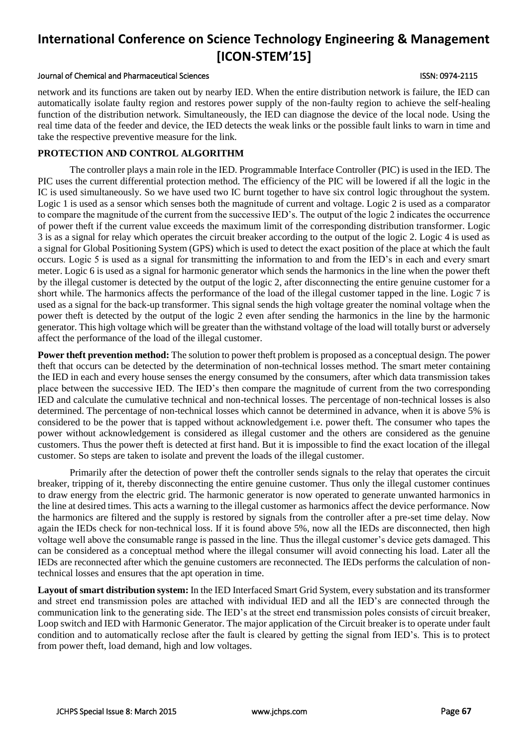network and its functions are taken out by nearby IED. When the entire distribution network is failure, the IED can automatically isolate faulty region and restores power supply of the non-faulty region to achieve the self-healing function of the distribution network. Simultaneously, the IED can diagnose the device of the local node. Using the real time data of the feeder and device, the IED detects the weak links or the possible fault links to warn in time and take the respective preventive measure for the link.

## PROTECTION AND CONTROL ALGORITHM

The controller plays a main role in the IED. Programmable Interface Controller (PIC) is used in the IED. The PIC uses the current differential protection method. The efficiency of the PIC will be lowered if all the logic in the IC is used simultaneously. So we have used two IC burnt together to have six control logic throughout the system. Logic 1 is used as a sensor which senses both the magnitude of current and voltage. Logic 2 is used as a comparator to compare the magnitude of the current from the successive IED's. The output of the logic 2 indicates the occurrence of power theft if the current value exceeds the maximum limit of the corresponding distribution transformer. Logic 3 is as a signal for relay which operates the circuit breaker according to the output of the logic 2. Logic 4 is used as a signal for Global Positioning System (GPS) which is used to detect the exact position of the place at which the fault occurs. Logic 5 is used as a signal for transmitting the information to and from the IED's in each and every smart meter. Logic 6 is used as a signal for harmonic generator which sends the harmonics in the line when the power theft by the illegal customer is detected by the output of the logic 2, after disconnecting the entire genuine customer for a short while. The harmonics affects the performance of the load of the illegal customer tapped in the line. Logic 7 is used as a signal for the back-up transformer. This signal sends the high voltage greater the nominal voltage when the power theft is detected by the output of the logic 2 even after sending the harmonics in the line by the harmonic generator. This high voltage which will be greater than the withstand voltage of the load will totally burst or adversely affect the performance of the load of the illegal customer.

**Power theft prevention method:** The solution to power theft problem is proposed as a conceptual design. The power theft that occurs can be detected by the determination of non-technical losses method. The smart meter containing the IED in each and every house senses the energy consumed by the consumers, after which data transmission takes place between the successive IED. The IED's then compare the magnitude of current from the two corresponding IED and calculate the cumulative technical and non-technical losses. The percentage of non-technical losses is also determined. The percentage of non-technical losses which cannot be determined in advance, when it is above 5% is considered to be the power that is tapped without acknowledgement i.e. power theft. The consumer who tapes the power without acknowledgement is considered as illegal customer and the others are considered as the genuine customers. Thus the power theft is detected at first hand. But it is impossible to find the exact location of the illegal customer. So steps are taken to isolate and prevent the loads of the illegal customer.

Primarily after the detection of power theft the controller sends signals to the relay that operates the circuit breaker, tripping of it, thereby disconnecting the entire genuine customer. Thus only the illegal customer continues to draw energy from the electric grid. The harmonic generator is now operated to generate unwanted harmonics in the line at desired times. This acts a warning to the illegal customer as harmonics affect the device performance. Now the harmonics are filtered and the supply is restored by signals from the controller after a pre-set time delay. Now again the IEDs check for non-technical loss. If it is found above 5%, now all the IEDs are disconnected, then high voltage well above the consumable range is passed in the line. Thus the illegal customer's device gets damaged. This can be considered as a conceptual method where the illegal consumer will avoid connecting his load. Later all the IEDs are reconnected after which the genuine customers are reconnected. The IEDs performs the calculation of non-technical losses and ensures that the apt operation in time.

**Layout of smart distribution system:** In the IED Interfaced Smart Grid System, every substation and its transformer and street end transmission poles are attached with individual IED and all the IED's are connected through the communication link to the generating side. The IED's at the street end transmission poles consists of circuit breaker, Loop switch and IED with Harmonic Generator. The major application of the Circuit breaker is to operate under fault condition and to automatically reclose after the fault is cleared by getting the signal from IED's. This is to protect from power theft, load demand, high and low voltages.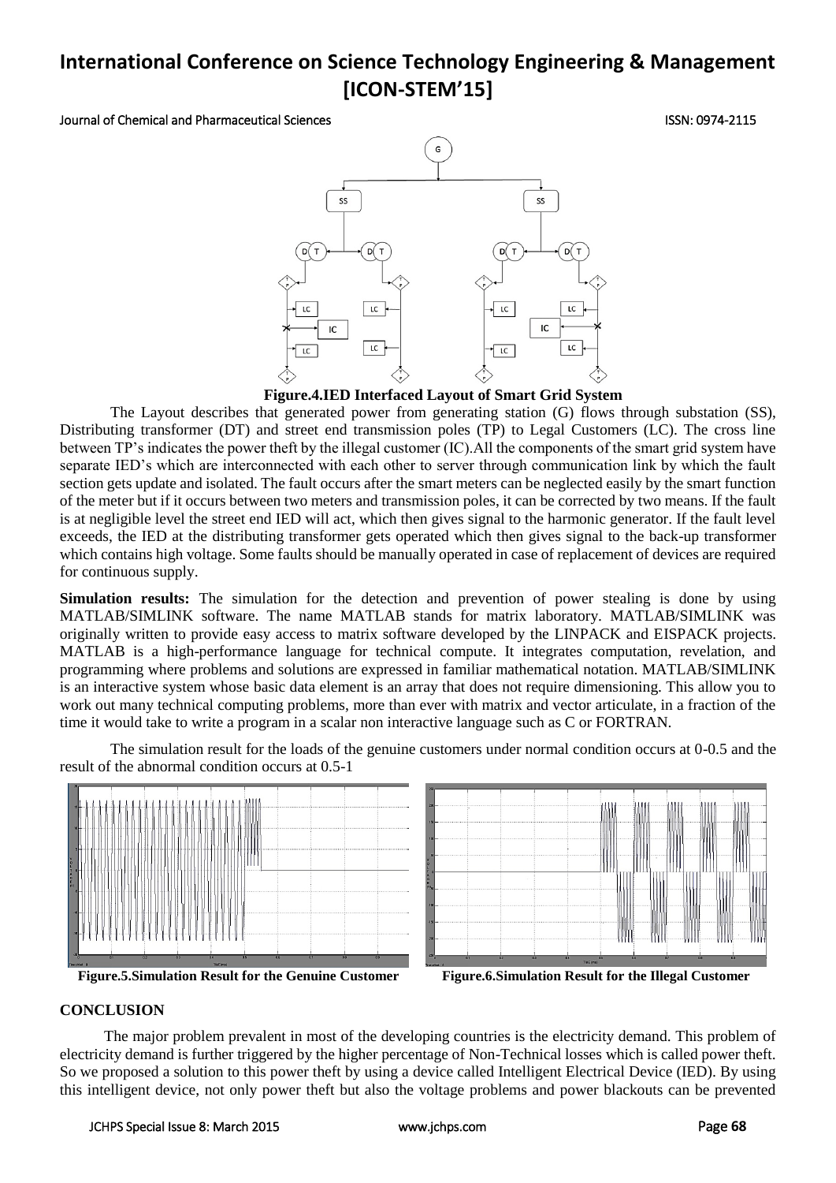Figure.4.IED Interfaced Layout of Smart Grid System

The Layout describes that generated power from generating station (G) flows through substation (SS), Distributing transformer (DT) and street end transmission poles (TP) to Legal Customers (LC). The cross line between TP's indicates the power theft by the illegal customer (IC).All the components of the smart grid system have separate IED's which are interconnected with each other to server through communication link by which the fault section gets update and isolated. The fault occurs after the smart meters can be neglected easily by the smart function of the meter but if it occurs between two meters and transmission poles, it can be corrected by two means. If the fault is at negligible level the street end IED will act, which then gives signal to the harmonic generator. If the fault level exceeds, the IED at the distributing transformer gets operated which then gives signal to the back-up transformer which contains high voltage. Some faults should be manually operated in case of replacement of devices are required for continuous supply.

**Simulation results:** The simulation for the detection and prevention of power stealing is done by using MATLAB/SIMLINK software. The name MATLAB stands for matrix laboratory. MATLAB/SIMLINK was originally written to provide easy access to matrix software developed by the LINPACK and EISPACK projects. MATLAB is a high-performance language for technical compute. It integrates computation, revelation, and programming where problems and solutions are expressed in familiar mathematical notation. MATLAB/SIMLINK is an interactive system whose basic data element is an array that does not require dimensioning. This allow you to work out many technical computing problems, more than ever with matrix and vector articulate, in a fraction of the time it would take to write a program in a scalar non interactive language such as C or FORTRAN.

The simulation result for the loads of the genuine customers under normal condition occurs at 0-0.5 and the result of the abnormal condition occurs at 0.5-1

Figure.5.Simulation Result for the Genuine Customer

Figure.6.Simulation Result for the Illegal Customer

## CONCLUSION

The major problem prevalent in most of the developing countries is the electricity demand. This problem of electricity demand is further triggered by the higher percentage of Non-Technical losses which is called power theft. So we proposed a solution to this power theft by using a device called Intelligent Electrical Device (IED). By using this intelligent device, not only power theft but also the voltage problems and power blackouts can be prevented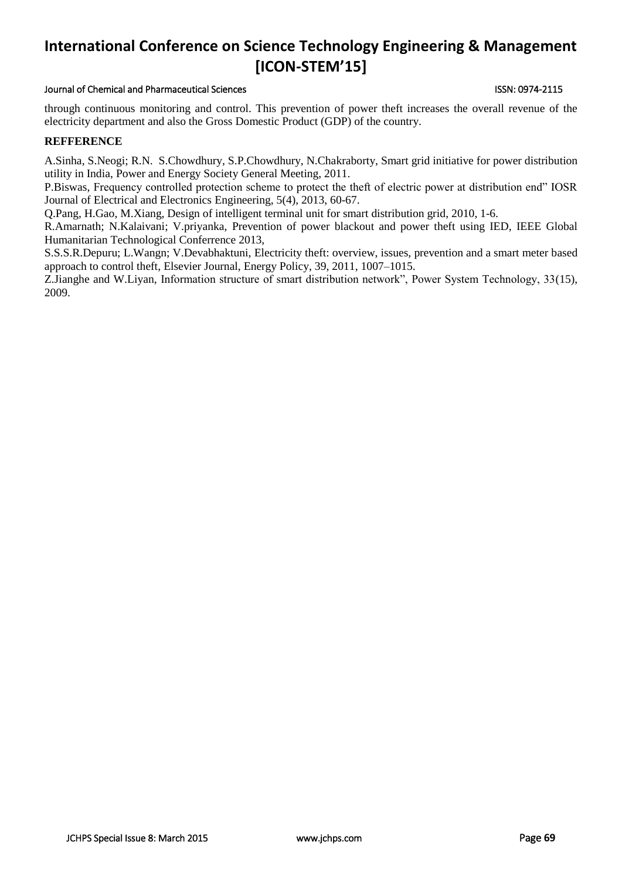through continuous monitoring and control. This prevention of power theft increases the overall revenue of the electricity department and also the Gross Domestic Product (GDP) of the country.

## REFFERENCE

A.Sinha, S.Neogi; R.N. S.Chowdhury, S.P.Chowdhury, N.Chakraborty, Smart grid initiative for power distribution utility in India, Power and Energy Society General Meeting, 2011.

P.Biswas, Frequency controlled protection scheme to protect the theft of electric power at distribution end" IOSR Journal of Electrical and Electronics Engineering, 5(4), 2013, 60-67.

Q.Pang, H.Gao, M.Xiang, Design of intelligent terminal unit for smart distribution grid, 2010, 1-6.

R.Amarnath; N.Kalaivani; V.priyanka, Prevention of power blackout and power theft using IED, IEEE Global Humanitarian Technological Conferrence 2013,

S.S.S.R.Depuru; L.Wangn; V.Devabhaktuni, Electricity theft: overview, issues, prevention and a smart meter based approach to control theft, Elsevier Journal, Energy Policy, 39, 2011, 1007–1015.

Z.Jianghe and W.Liyan, Information structure of smart distribution network", Power System Technology, 33(15), 2009.